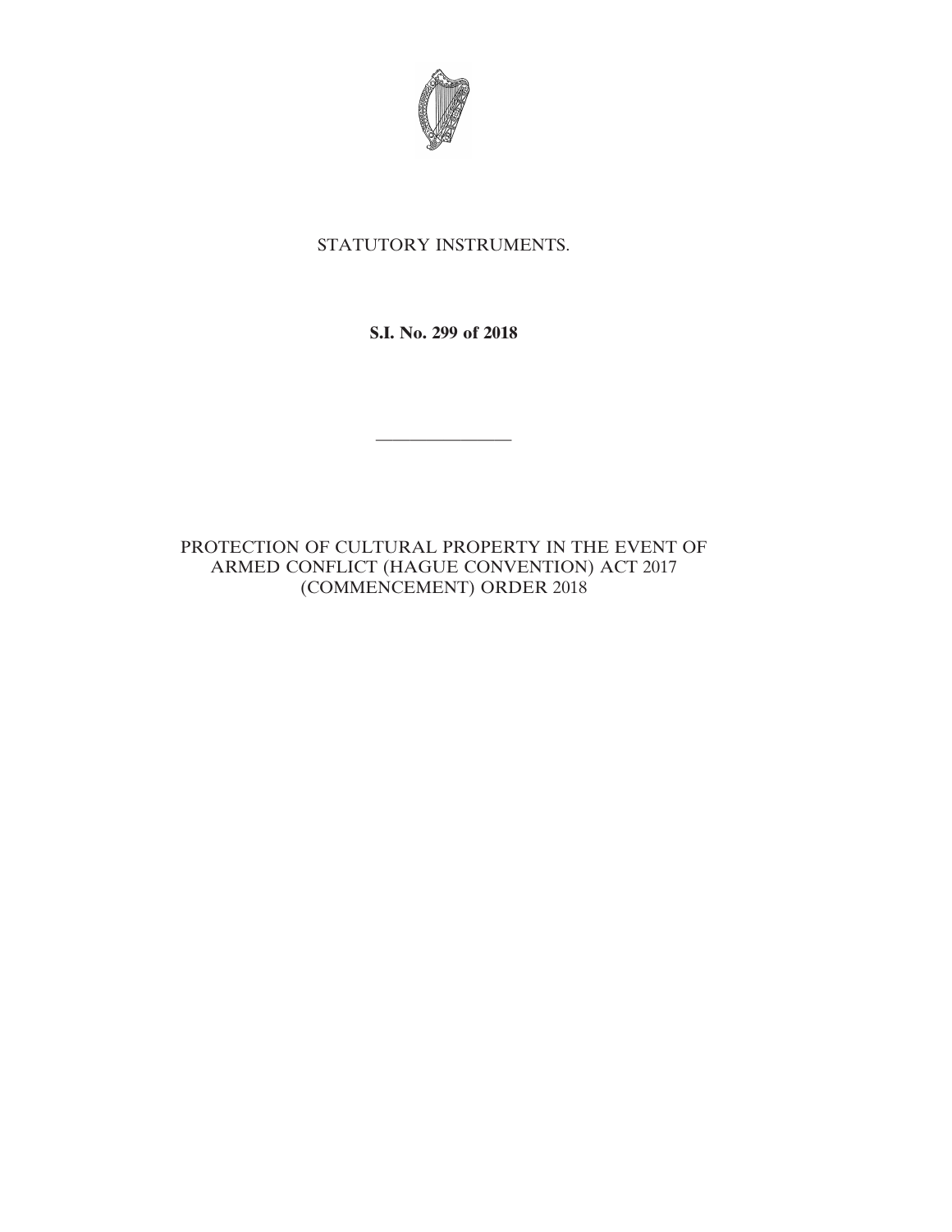STATUTORY INSTRUMENTS.

**S.I. No. 299 of 2018**

---

PROTECTION OF CULTURAL PROPERTY IN THE EVENT OF ARMED CONFLICT (HAGUE CONVENTION) ACT 2017 (COMMENCEMENT) ORDER 2018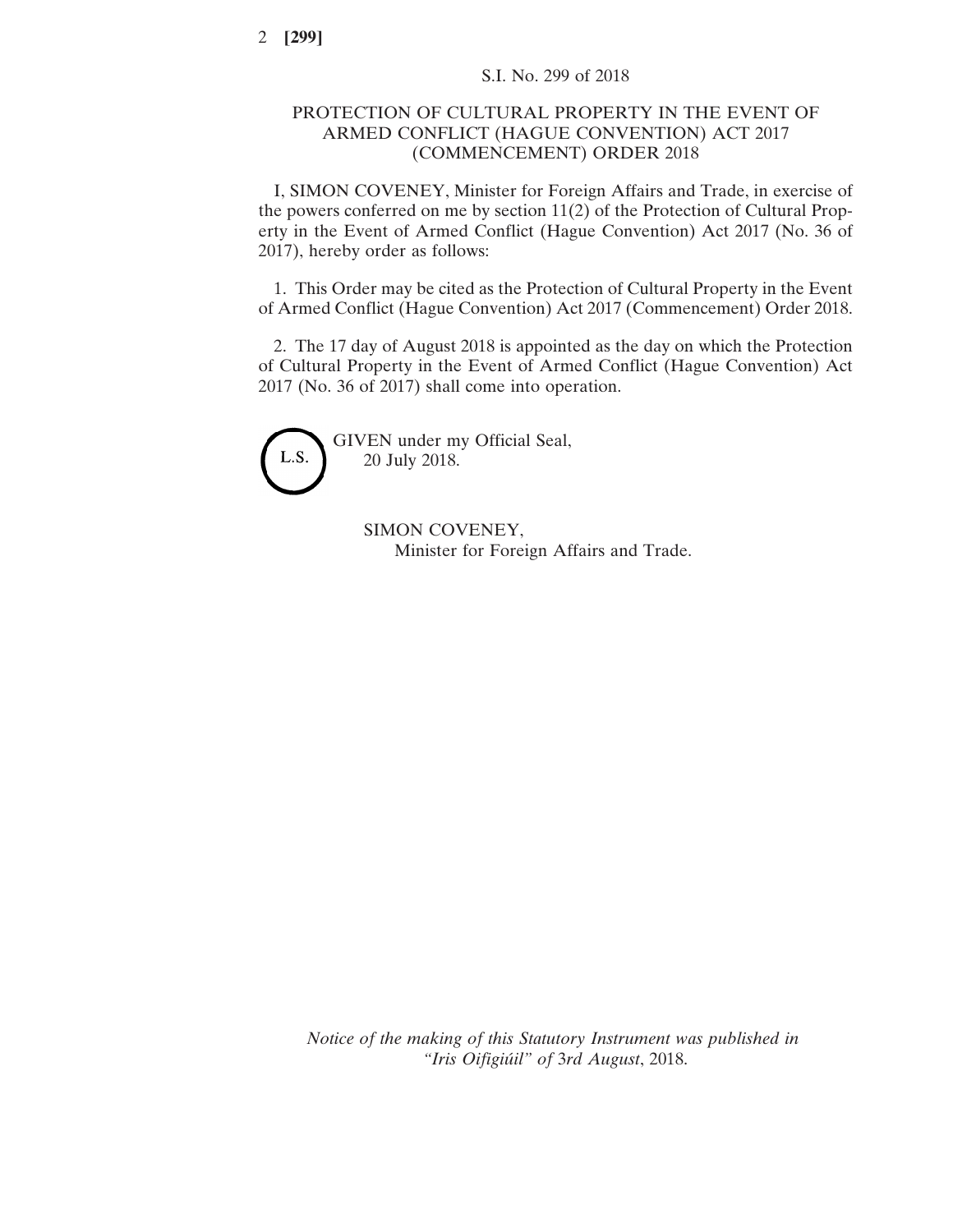S.I. No. 299 of 2018

# PROTECTION OF CULTURAL PROPERTY IN THE EVENT OF ARMED CONFLICT (HAGUE CONVENTION) ACT 2017 (COMMENCEMENT) ORDER 2018

I, SIMON COVENEY, Minister for Foreign Affairs and Trade, in exercise of the powers conferred on me by section 11(2) of the Protection of Cultural Property in the Event of Armed Conflict (Hague Convention) Act 2017 (No. 36 of 2017), hereby order as follows:

1. This Order may be cited as the Protection of Cultural Property in the Event of Armed Conflict (Hague Convention) Act 2017 (Commencement) Order 2018.

2. The 17 day of August 2018 is appointed as the day on which the Protection of Cultural Property in the Event of Armed Conflict (Hague Convention) Act 2017 (No. 36 of 2017) shall come into operation.

L.S.

GIVEN under my Official Seal,
20 July 2018.

SIMON COVENEY,
Minister for Foreign Affairs and Trade.

*Notice of the making of this Statutory Instrument was published in "Iris Oifigiúil" of* 3*rd August*, 2018.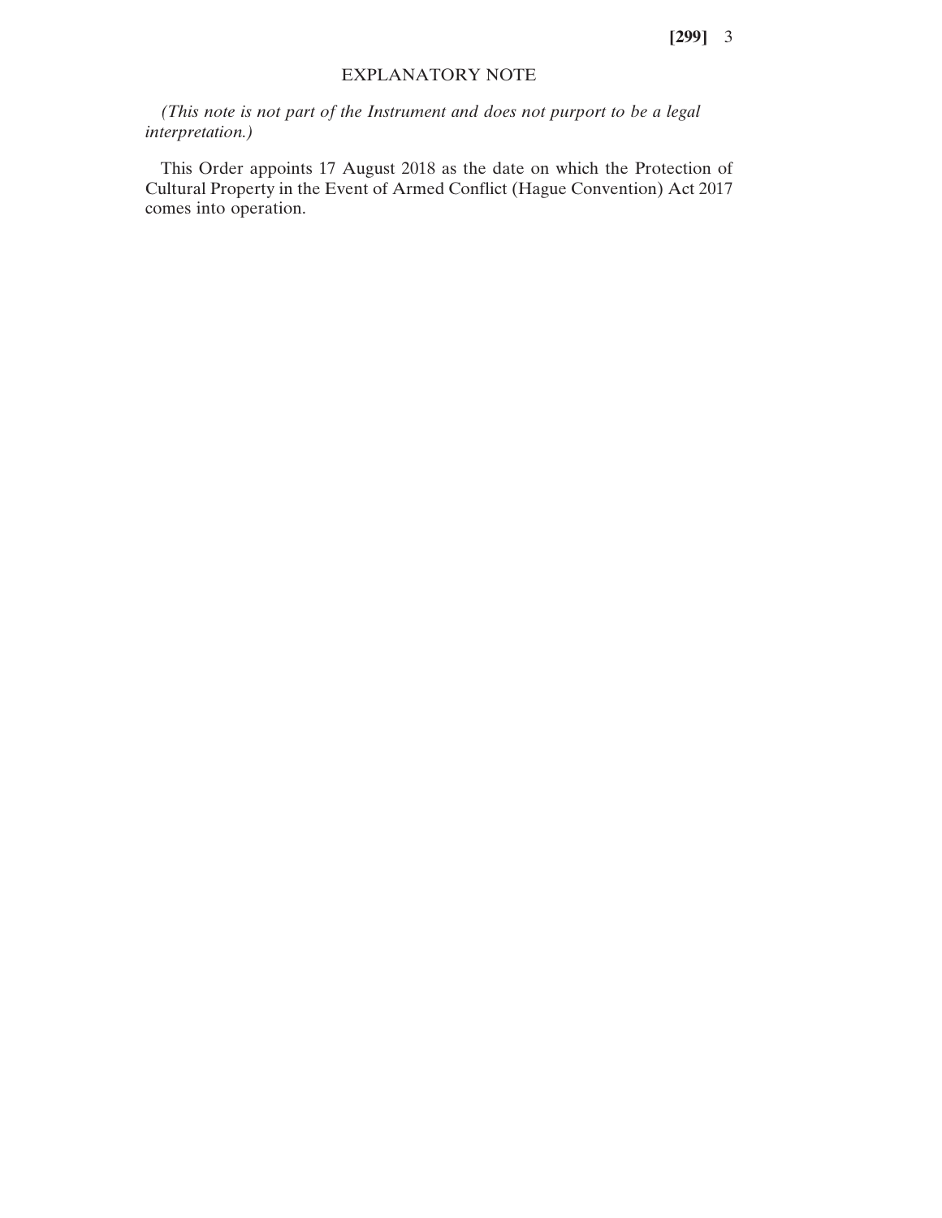## EXPLANATORY NOTE

*(This note is not part of the Instrument and does not purport to be a legal interpretation.)*

This Order appoints 17 August 2018 as the date on which the Protection of Cultural Property in the Event of Armed Conflict (Hague Convention) Act 2017 comes into operation.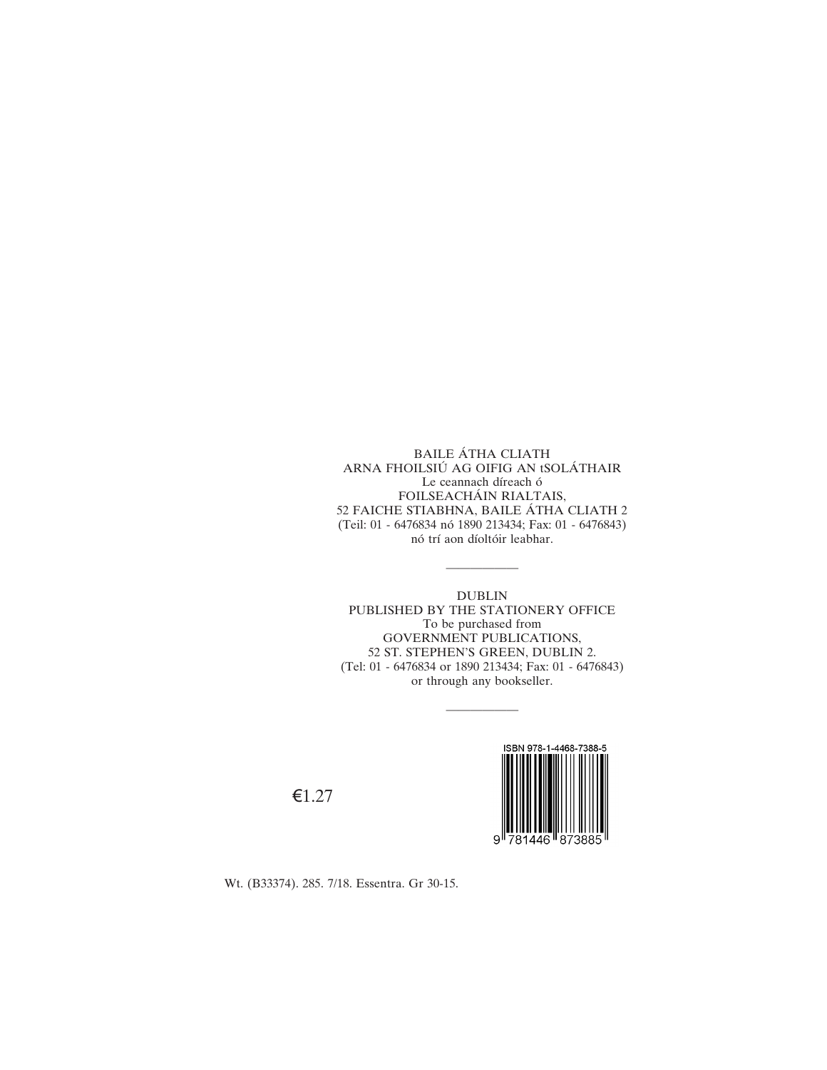BAILE ÁTHA CLIATH
ARNA FHOILSIÚ AG OIFIG AN tSOLÁTHAIR
Le ceannach díreach ó
FOILSEACHÁIN RIALTAIS,
52 FAICHE STIABHNA, BAILE ÁTHA CLIATH 2
(Teil: 01 - 6476834 nó 1890 213434; Fax: 01 - 6476843)
nó trí aon díoltóir leabhar.

---

DUBLIN
PUBLISHED BY THE STATIONERY OFFICE
To be purchased from
GOVERNMENT PUBLICATIONS,
52 ST. STEPHEN'S GREEN, DUBLIN 2.
(Tel: 01 - 6476834 or 1890 213434; Fax: 01 - 6476843)
or through any bookseller.

---

ISBN 978-1-4468-7388-5

9 781446 873885

€1.27

Wt. (B33374). 285. 7/18. Essentra. Gr 30-15.